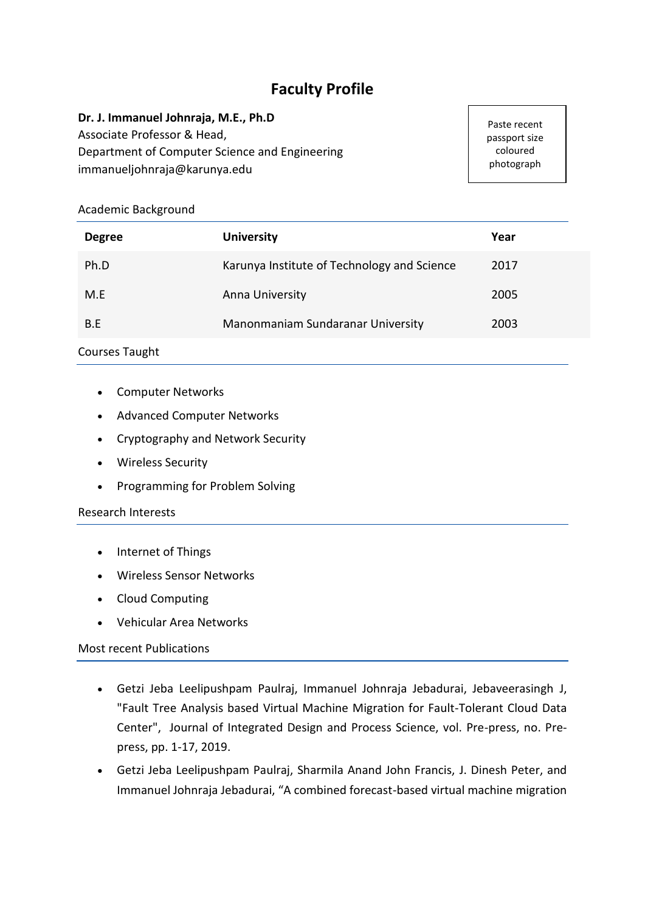# Faculty Profile

**Dr. J. Immanuel Johnraja, M.E., Ph.D**
Associate Professor & Head,
Department of Computer Science and Engineering
immanueljohnraja@karunya.edu

Paste recent passport size coloured photograph

## Academic Background

| Degree | University | Year |
|---|---|---|
| Ph.D | Karunya Institute of Technology and Science | 2017 |
| M.E | Anna University | 2005 |
| B.E | Manonmaniam Sundaranar University | 2003 |

## Courses Taught

- Computer Networks
- Advanced Computer Networks
- Cryptography and Network Security
- Wireless Security
- Programming for Problem Solving

## Research Interests

- Internet of Things
- Wireless Sensor Networks
- Cloud Computing
- Vehicular Area Networks

## Most recent Publications

- Getzi Jeba Leelipushpam Paulraj, Immanuel Johnraja Jebadurai, Jebaveerasingh J, "Fault Tree Analysis based Virtual Machine Migration for Fault-Tolerant Cloud Data Center", Journal of Integrated Design and Process Science, vol. Pre-press, no. Pre-press, pp. 1-17, 2019.
- Getzi Jeba Leelipushpam Paulraj, Sharmila Anand John Francis, J. Dinesh Peter, and Immanuel Johnraja Jebadurai, "A combined forecast-based virtual machine migration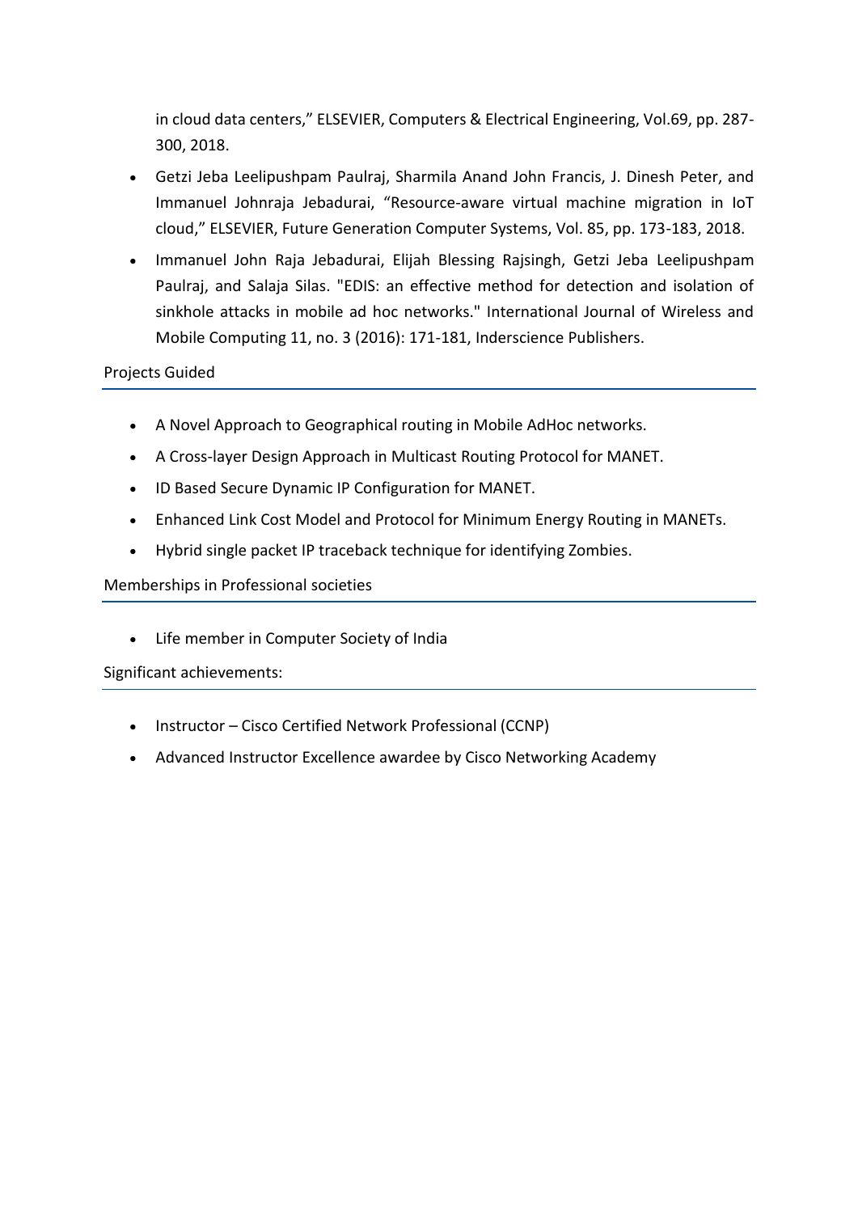in cloud data centers," ELSEVIER, Computers & Electrical Engineering, Vol.69, pp. 287-300, 2018.

- Getzi Jeba Leelipushpam Paulraj, Sharmila Anand John Francis, J. Dinesh Peter, and Immanuel Johnraja Jebadurai, "Resource-aware virtual machine migration in IoT cloud," ELSEVIER, Future Generation Computer Systems, Vol. 85, pp. 173-183, 2018.
- Immanuel John Raja Jebadurai, Elijah Blessing Rajsingh, Getzi Jeba Leelipushpam Paulraj, and Salaja Silas. "EDIS: an effective method for detection and isolation of sinkhole attacks in mobile ad hoc networks." International Journal of Wireless and Mobile Computing 11, no. 3 (2016): 171-181, Inderscience Publishers.

## Projects Guided

- A Novel Approach to Geographical routing in Mobile AdHoc networks.
- A Cross-layer Design Approach in Multicast Routing Protocol for MANET.
- ID Based Secure Dynamic IP Configuration for MANET.
- Enhanced Link Cost Model and Protocol for Minimum Energy Routing in MANETs.
- Hybrid single packet IP traceback technique for identifying Zombies.

## Memberships in Professional societies

- Life member in Computer Society of India

## Significant achievements:

- Instructor – Cisco Certified Network Professional (CCNP)
- Advanced Instructor Excellence awardee by Cisco Networking Academy